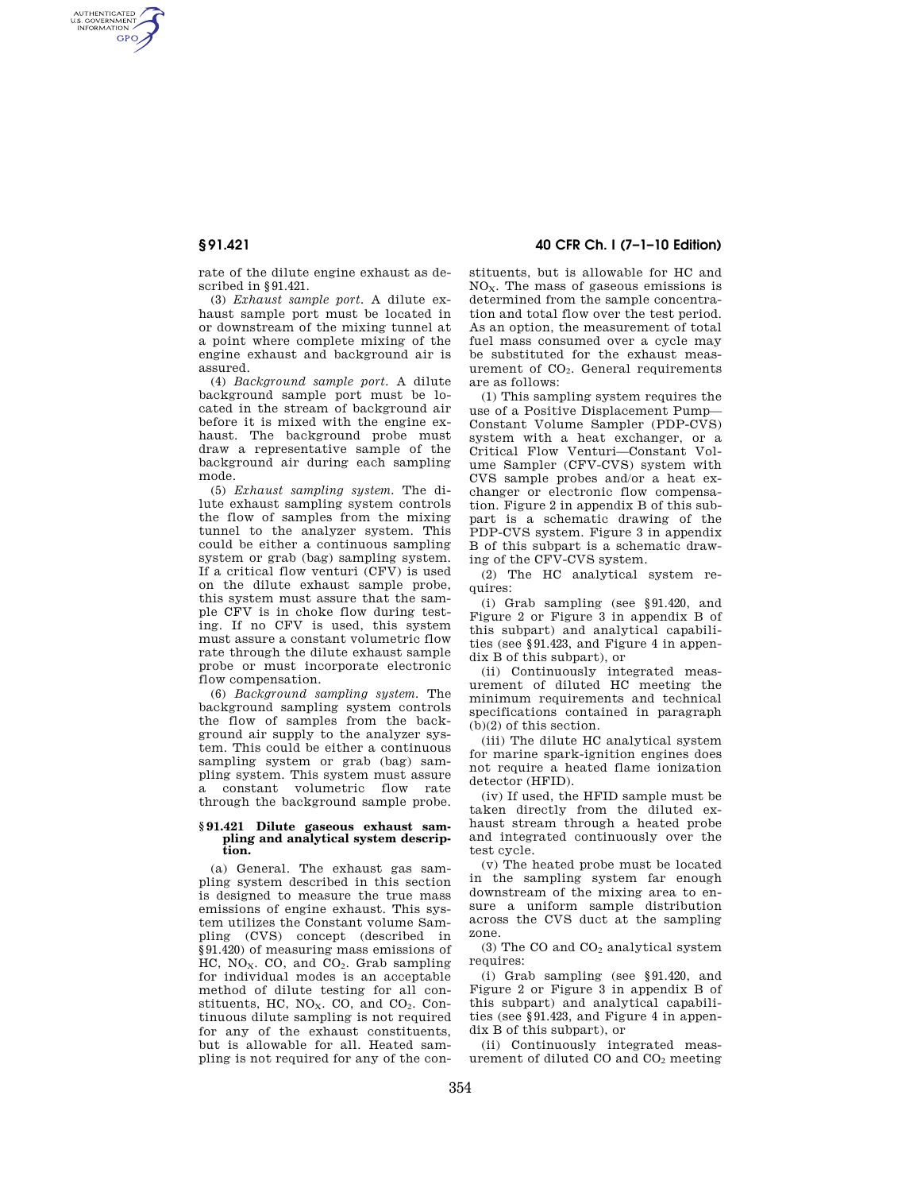rate of the dilute engine exhaust as described in §91.421.

(3) *Exhaust sample port.* A dilute exhaust sample port must be located in or downstream of the mixing tunnel at a point where complete mixing of the engine exhaust and background air is assured.

(4) *Background sample port.* A dilute background sample port must be located in the stream of background air before it is mixed with the engine exhaust. The background probe must draw a representative sample of the background air during each sampling mode.

(5) *Exhaust sampling system.* The dilute exhaust sampling system controls the flow of samples from the mixing tunnel to the analyzer system. This could be either a continuous sampling system or grab (bag) sampling system. If a critical flow venturi (CFV) is used on the dilute exhaust sample probe, this system must assure that the sample CFV is in choke flow during testing. If no CFV is used, this system must assure a constant volumetric flow rate through the dilute exhaust sample probe or must incorporate electronic flow compensation.

(6) *Background sampling system.* The background sampling system controls the flow of samples from the background air supply to the analyzer system. This could be either a continuous sampling system or grab (bag) sampling system. This system must assure a constant volumetric flow rate through the background sample probe.

### §91.421 Dilute gaseous exhaust sampling and analytical system description.

(a) General. The exhaust gas sampling system described in this section is designed to measure the true mass emissions of engine exhaust. This system utilizes the Constant volume Sampling (CVS) concept (described in §91.420) of measuring mass emissions of HC, $NO_X$. CO, and $CO_2$. Grab sampling for individual modes is an acceptable method of dilute testing for all constituents, HC, $NO_X$. CO, and $CO_2$. Continuous dilute sampling is not required for any of the exhaust constituents, but is allowable for all. Heated sampling is not required for any of the constituents, but is allowable for HC and $NO_X$. The mass of gaseous emissions is determined from the sample concentration and total flow over the test period. As an option, the measurement of total fuel mass consumed over a cycle may be substituted for the exhaust measurement of $CO_2$. General requirements are as follows:

(1) This sampling system requires the use of a Positive Displacement Pump—Constant Volume Sampler (PDP-CVS) system with a heat exchanger, or a Critical Flow Venturi—Constant Volume Sampler (CFV-CVS) system with CVS sample probes and/or a heat exchanger or electronic flow compensation. Figure 2 in appendix B of this subpart is a schematic drawing of the PDP-CVS system. Figure 3 in appendix B of this subpart is a schematic drawing of the CFV-CVS system.

(2) The HC analytical system requires:

(i) Grab sampling (see §91.420, and Figure 2 or Figure 3 in appendix B of this subpart) and analytical capabilities (see §91.423, and Figure 4 in appendix B of this subpart), or

(ii) Continuously integrated measurement of diluted HC meeting the minimum requirements and technical specifications contained in paragraph (b)(2) of this section.

(iii) The dilute HC analytical system for marine spark-ignition engines does not require a heated flame ionization detector (HFID).

(iv) If used, the HFID sample must be taken directly from the diluted exhaust stream through a heated probe and integrated continuously over the test cycle.

(v) The heated probe must be located in the sampling system far enough downstream of the mixing area to ensure a uniform sample distribution across the CVS duct at the sampling zone.

(3) The CO and $CO_2$ analytical system requires:

(i) Grab sampling (see §91.420, and Figure 2 or Figure 3 in appendix B of this subpart) and analytical capabilities (see §91.423, and Figure 4 in appendix B of this subpart), or

(ii) Continuously integrated measurement of diluted CO and $CO_2$ meeting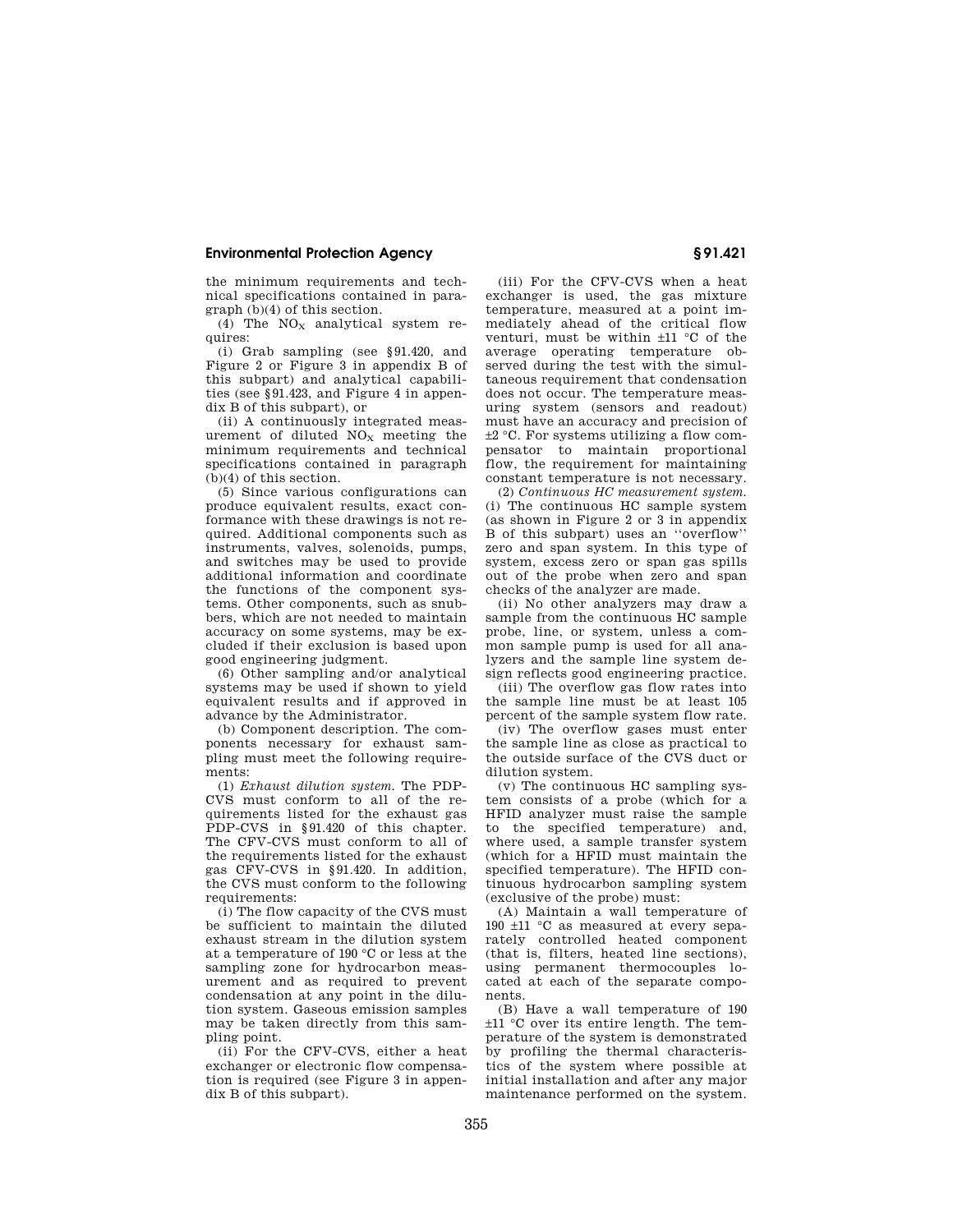the minimum requirements and technical specifications contained in paragraph (b)(4) of this section.

(4) The $NO_X$ analytical system requires:

(i) Grab sampling (see §91.420, and Figure 2 or Figure 3 in appendix B of this subpart) and analytical capabilities (see §91.423, and Figure 4 in appendix B of this subpart), or

(ii) A continuously integrated measurement of diluted $NO_X$ meeting the minimum requirements and technical specifications contained in paragraph (b)(4) of this section.

(5) Since various configurations can produce equivalent results, exact conformance with these drawings is not required. Additional components such as instruments, valves, solenoids, pumps, and switches may be used to provide additional information and coordinate the functions of the component systems. Other components, such as snubbers, which are not needed to maintain accuracy on some systems, may be excluded if their exclusion is based upon good engineering judgment.

(6) Other sampling and/or analytical systems may be used if shown to yield equivalent results and if approved in advance by the Administrator.

(b) Component description. The components necessary for exhaust sampling must meet the following requirements:

(1) *Exhaust dilution system.* The PDP-CVS must conform to all of the requirements listed for the exhaust gas PDP-CVS in §91.420 of this chapter. The CFV-CVS must conform to all of the requirements listed for the exhaust gas CFV-CVS in §91.420. In addition, the CVS must conform to the following requirements:

(i) The flow capacity of the CVS must be sufficient to maintain the diluted exhaust stream in the dilution system at a temperature of 190 °C or less at the sampling zone for hydrocarbon measurement and as required to prevent condensation at any point in the dilution system. Gaseous emission samples may be taken directly from this sampling point.

(ii) For the CFV-CVS, either a heat exchanger or electronic flow compensation is required (see Figure 3 in appendix B of this subpart).

(iii) For the CFV-CVS when a heat exchanger is used, the gas mixture temperature, measured at a point immediately ahead of the critical flow venturi, must be within ±11 °C of the average operating temperature observed during the test with the simultaneous requirement that condensation does not occur. The temperature measuring system (sensors and readout) must have an accuracy and precision of ±2 °C. For systems utilizing a flow compensator to maintain proportional flow, the requirement for maintaining constant temperature is not necessary.

(2) *Continuous HC measurement system.* (i) The continuous HC sample system (as shown in Figure 2 or 3 in appendix B of this subpart) uses an ''overflow'' zero and span system. In this type of system, excess zero or span gas spills out of the probe when zero and span checks of the analyzer are made.

(ii) No other analyzers may draw a sample from the continuous HC sample probe, line, or system, unless a common sample pump is used for all analyzers and the sample line system design reflects good engineering practice.

(iii) The overflow gas flow rates into the sample line must be at least 105 percent of the sample system flow rate.

(iv) The overflow gases must enter the sample line as close as practical to the outside surface of the CVS duct or dilution system.

(v) The continuous HC sampling system consists of a probe (which for a HFID analyzer must raise the sample to the specified temperature) and, where used, a sample transfer system (which for a HFID must maintain the specified temperature). The HFID continuous hydrocarbon sampling system (exclusive of the probe) must:

(A) Maintain a wall temperature of 190 ±11 °C as measured at every separately controlled heated component (that is, filters, heated line sections), using permanent thermocouples located at each of the separate components.

(B) Have a wall temperature of 190 ±11 °C over its entire length. The temperature of the system is demonstrated by profiling the thermal characteristics of the system where possible at initial installation and after any major maintenance performed on the system.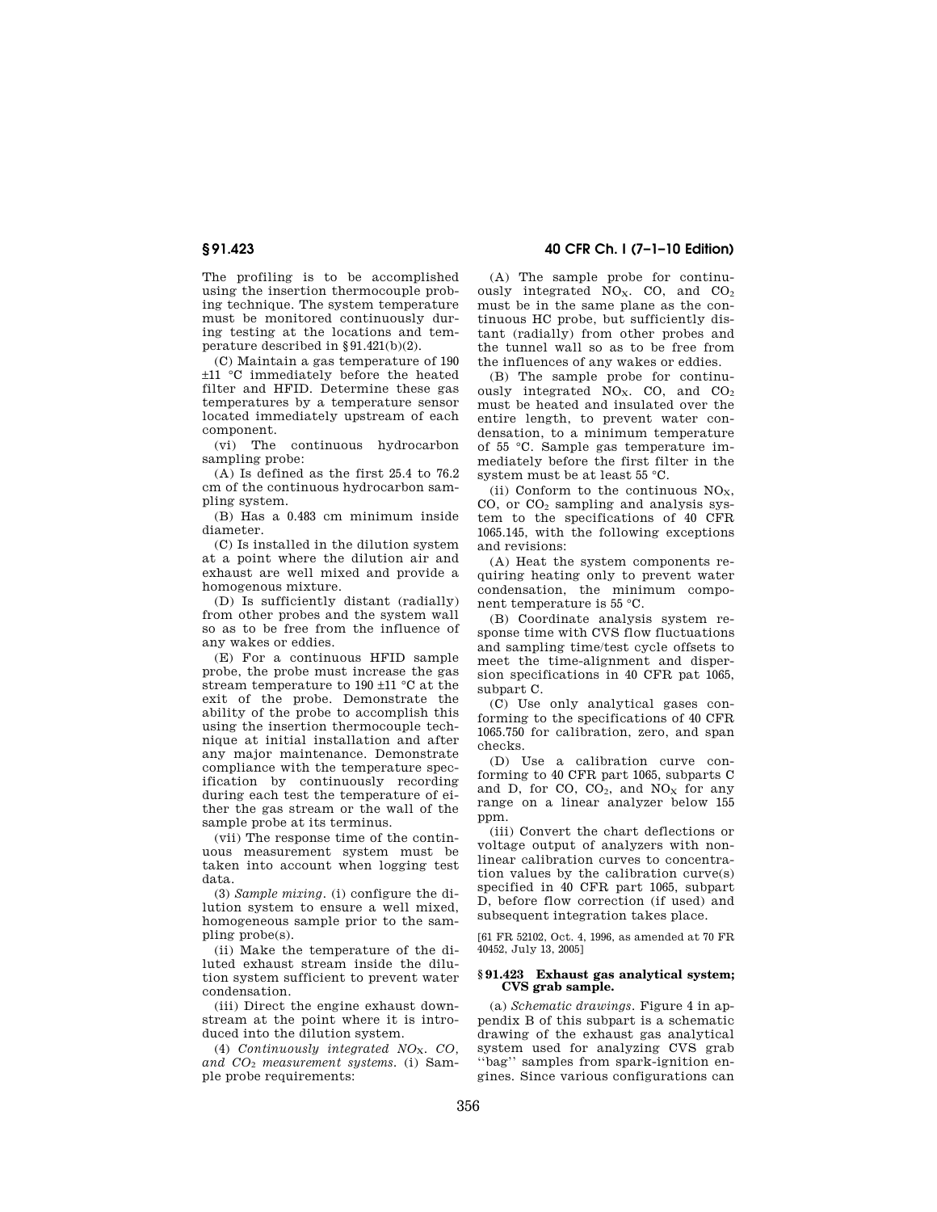The profiling is to be accomplished using the insertion thermocouple probing technique. The system temperature must be monitored continuously during testing at the locations and temperature described in §91.421(b)(2).

(C) Maintain a gas temperature of 190 ±11 °C immediately before the heated filter and HFID. Determine these gas temperatures by a temperature sensor located immediately upstream of each component.

(vi) The continuous hydrocarbon sampling probe:

(A) Is defined as the first 25.4 to 76.2 cm of the continuous hydrocarbon sampling system.

(B) Has a 0.483 cm minimum inside diameter.

(C) Is installed in the dilution system at a point where the dilution air and exhaust are well mixed and provide a homogenous mixture.

(D) Is sufficiently distant (radially) from other probes and the system wall so as to be free from the influence of any wakes or eddies.

(E) For a continuous HFID sample probe, the probe must increase the gas stream temperature to 190 ±11 °C at the exit of the probe. Demonstrate the ability of the probe to accomplish this using the insertion thermocouple technique at initial installation and after any major maintenance. Demonstrate compliance with the temperature specification by continuously recording during each test the temperature of either the gas stream or the wall of the sample probe at its terminus.

(vii) The response time of the continuous measurement system must be taken into account when logging test data.

(3) *Sample mixing.* (i) configure the dilution system to ensure a well mixed, homogeneous sample prior to the sampling probe(s).

(ii) Make the temperature of the diluted exhaust stream inside the dilution system sufficient to prevent water condensation.

(iii) Direct the engine exhaust downstream at the point where it is introduced into the dilution system.

(4) *Continuously integrated $NO_X$. CO, and $CO_2$ measurement systems.* (i) Sample probe requirements:

(A) The sample probe for continuously integrated $NO_X$. CO, and $CO_2$ must be in the same plane as the continuous HC probe, but sufficiently distant (radially) from other probes and the tunnel wall so as to be free from the influences of any wakes or eddies.

(B) The sample probe for continuously integrated $NO_X$. CO, and $CO_2$ must be heated and insulated over the entire length, to prevent water condensation, to a minimum temperature of 55 °C. Sample gas temperature immediately before the first filter in the system must be at least 55 °C.

(ii) Conform to the continuous $NO_X$, CO, or $CO_2$ sampling and analysis system to the specifications of 40 CFR 1065.145, with the following exceptions and revisions:

(A) Heat the system components requiring heating only to prevent water condensation, the minimum component temperature is 55 °C.

(B) Coordinate analysis system response time with CVS flow fluctuations and sampling time/test cycle offsets to meet the time-alignment and dispersion specifications in 40 CFR pat 1065, subpart C.

(C) Use only analytical gases conforming to the specifications of 40 CFR 1065.750 for calibration, zero, and span checks.

(D) Use a calibration curve conforming to 40 CFR part 1065, subparts C and D, for CO, $CO_2$, and $NO_X$ for any range on a linear analyzer below 155 ppm.

(iii) Convert the chart deflections or voltage output of analyzers with non-linear calibration curves to concentration values by the calibration curve(s) specified in 40 CFR part 1065, subpart D, before flow correction (if used) and subsequent integration takes place.

[61 FR 52102, Oct. 4, 1996, as amended at 70 FR 40452, July 13, 2005]

### §91.423 Exhaust gas analytical system; CVS grab sample.

(a) *Schematic drawings.* Figure 4 in appendix B of this subpart is a schematic drawing of the exhaust gas analytical system used for analyzing CVS grab "bag" samples from spark-ignition engines. Since various configurations can